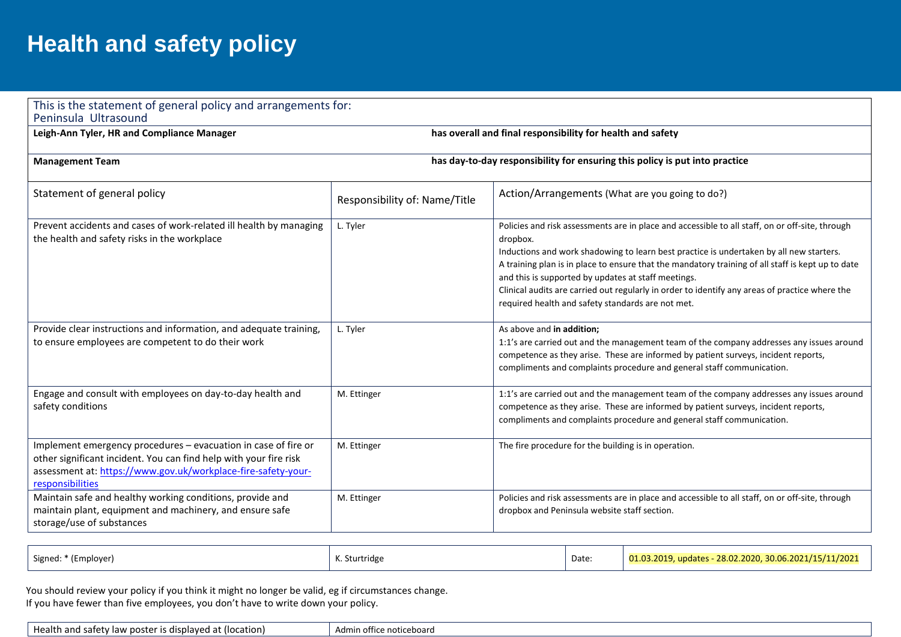# Health and safety policy

| This is the statement of general policy and arrangements for: Peninsula Ultrasound | |
|---|---|
| **Leigh-Ann Tyler, HR and Compliance Manager** | **has overall and final responsibility for health and safety** |
| **Management Team** | **has day-to-day responsibility for ensuring this policy is put into practice** |

| Statement of general policy | Responsibility of: Name/Title | Action/Arrangements (What are you going to do?) |
|---|---|---|
| Prevent accidents and cases of work-related ill health by managing the health and safety risks in the workplace | L. Tyler | Policies and risk assessments are in place and accessible to all staff, on or off-site, through dropbox.<br>Inductions and work shadowing to learn best practice is undertaken by all new starters.<br>A training plan is in place to ensure that the mandatory training of all staff is kept up to date and this is supported by updates at staff meetings.<br>Clinical audits are carried out regularly in order to identify any areas of practice where the required health and safety standards are not met. |
| Provide clear instructions and information, and adequate training, to ensure employees are competent to do their work | L. Tyler | As above and **in addition;**<br>1:1's are carried out and the management team of the company addresses any issues around competence as they arise. These are informed by patient surveys, incident reports, compliments and complaints procedure and general staff communication. |
| Engage and consult with employees on day-to-day health and safety conditions | M. Ettinger | 1:1's are carried out and the management team of the company addresses any issues around competence as they arise. These are informed by patient surveys, incident reports, compliments and complaints procedure and general staff communication. |
| Implement emergency procedures – evacuation in case of fire or other significant incident. You can find help with your fire risk assessment at: [https://www.gov.uk/workplace-fire-safety-your-responsibilities](https://www.gov.uk/workplace-fire-safety-your-responsibilities) | M. Ettinger | The fire procedure for the building is in operation. |
| Maintain safe and healthy working conditions, provide and maintain plant, equipment and machinery, and ensure safe storage/use of substances | M. Ettinger | Policies and risk assessments are in place and accessible to all staff, on or off-site, through dropbox and Peninsula website staff section. |

| Signed: * (Employer) | K. Sturtridge | Date: | 01.03.2019, updates - 28.02.2020, 30.06.2021/15/11/2021 |
|---|---|---|---|

You should review your policy if you think it might no longer be valid, eg if circumstances change.
If you have fewer than five employees, you don't have to write down your policy.

| Health and safety law poster is displayed at (location) | Admin office noticeboard |
|---|---|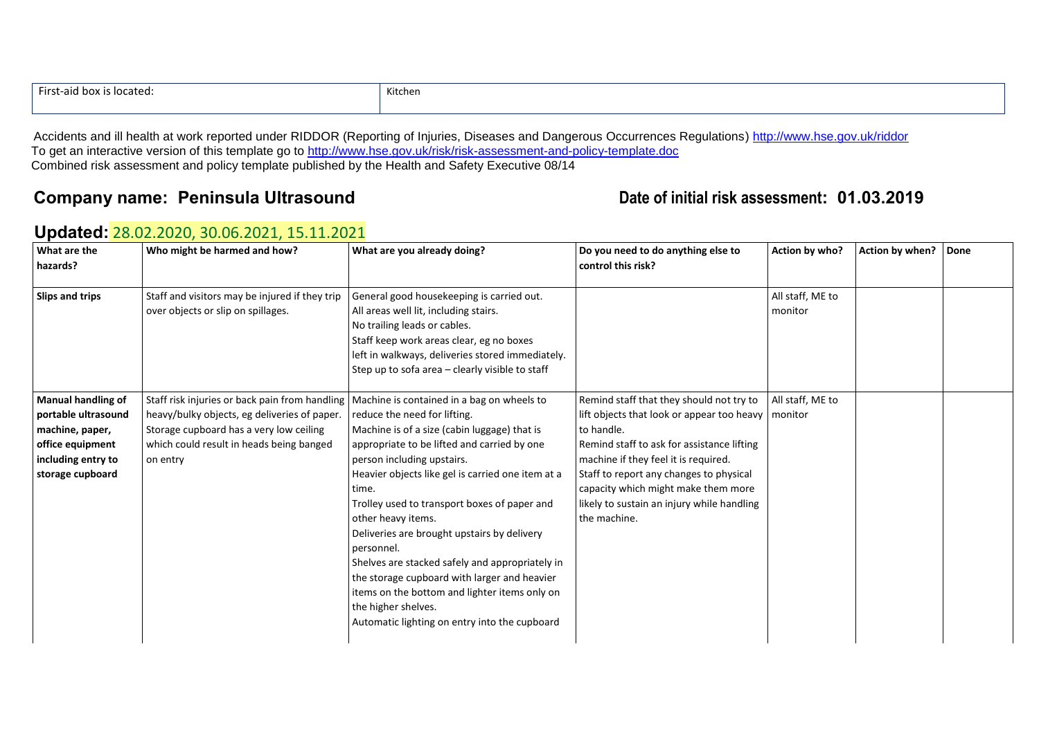| First-aid box is located: | Kitchen |
|---|---|

Accidents and ill health at work reported under RIDDOR (Reporting of Injuries, Diseases and Dangerous Occurrences Regulations) http://www.hse.gov.uk/riddor
To get an interactive version of this template go to http://www.hse.gov.uk/risk/risk-assessment-and-policy-template.doc
Combined risk assessment and policy template published by the Health and Safety Executive 08/14

## Company name: Peninsula Ultrasound

## Date of initial risk assessment: 01.03.2019

## Updated: 28.02.2020, 30.06.2021, 15.11.2021

| What are the hazards? | Who might be harmed and how? | What are you already doing? | Do you need to do anything else to control this risk? | Action by who? | Action by when? | Done |
|---|---|---|---|---|---|---|
| **Slips and trips** | Staff and visitors may be injured if they trip over objects or slip on spillages. | General good housekeeping is carried out.<br>All areas well lit, including stairs.<br>No trailing leads or cables.<br>Staff keep work areas clear, eg no boxes left in walkways, deliveries stored immediately.<br>Step up to sofa area – clearly visible to staff | | All staff, ME to monitor | | |
| **Manual handling of portable ultrasound machine, paper, office equipment including entry to storage cupboard** | Staff risk injuries or back pain from handling heavy/bulky objects, eg deliveries of paper. Storage cupboard has a very low ceiling which could result in heads being banged on entry | Machine is contained in a bag on wheels to reduce the need for lifting.<br>Machine is of a size (cabin luggage) that is appropriate to be lifted and carried by one person including upstairs.<br>Heavier objects like gel is carried one item at a time.<br>Trolley used to transport boxes of paper and other heavy items.<br>Deliveries are brought upstairs by delivery personnel.<br>Shelves are stacked safely and appropriately in the storage cupboard with larger and heavier items on the bottom and lighter items only on the higher shelves.<br>Automatic lighting on entry into the cupboard | Remind staff that they should not try to lift objects that look or appear too heavy to handle.<br>Remind staff to ask for assistance lifting machine if they feel it is required.<br>Staff to report any changes to physical capacity which might make them more likely to sustain an injury while handling the machine. | All staff, ME to monitor | | |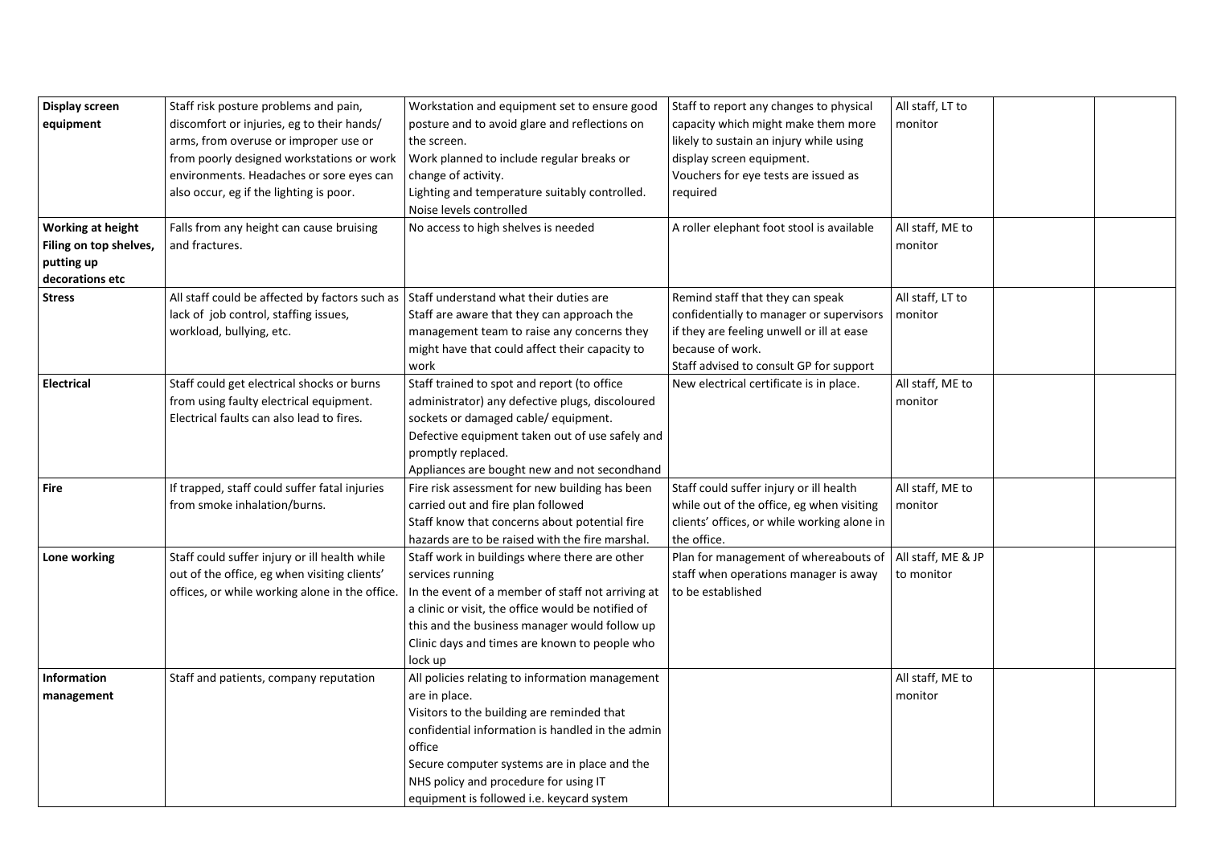| | | | | | | |
|---|---|---|---|---|---|---|
| **Display screen equipment** | Staff risk posture problems and pain, discomfort or injuries, eg to their hands/ arms, from overuse or improper use or from poorly designed workstations or work environments. Headaches or sore eyes can also occur, eg if the lighting is poor. | Workstation and equipment set to ensure good posture and to avoid glare and reflections on the screen.<br>Work planned to include regular breaks or change of activity.<br>Lighting and temperature suitably controlled.<br>Noise levels controlled | Staff to report any changes to physical capacity which might make them more likely to sustain an injury while using display screen equipment.<br>Vouchers for eye tests are issued as required | All staff, LT to monitor | | |
| **Working at height Filing on top shelves, putting up decorations etc** | Falls from any height can cause bruising and fractures. | No access to high shelves is needed | A roller elephant foot stool is available | All staff, ME to monitor | | |
| **Stress** | All staff could be affected by factors such as lack of job control, staffing issues, workload, bullying, etc. | Staff understand what their duties are<br>Staff are aware that they can approach the management team to raise any concerns they might have that could affect their capacity to work | Remind staff that they can speak confidentially to manager or supervisors if they are feeling unwell or ill at ease because of work.<br>Staff advised to consult GP for support | All staff, LT to monitor | | |
| **Electrical** | Staff could get electrical shocks or burns from using faulty electrical equipment. Electrical faults can also lead to fires. | Staff trained to spot and report (to office administrator) any defective plugs, discoloured sockets or damaged cable/ equipment.<br>Defective equipment taken out of use safely and promptly replaced.<br>Appliances are bought new and not secondhand | New electrical certificate is in place. | All staff, ME to monitor | | |
| **Fire** | If trapped, staff could suffer fatal injuries from smoke inhalation/burns. | Fire risk assessment for new building has been carried out and fire plan followed<br>Staff know that concerns about potential fire hazards are to be raised with the fire marshal. | Staff could suffer injury or ill health while out of the office, eg when visiting clients' offices, or while working alone in the office. | All staff, ME to monitor | | |
| **Lone working** | Staff could suffer injury or ill health while out of the office, eg when visiting clients' offices, or while working alone in the office. | Staff work in buildings where there are other services running<br>In the event of a member of staff not arriving at a clinic or visit, the office would be notified of this and the business manager would follow up<br>Clinic days and times are known to people who lock up | Plan for management of whereabouts of staff when operations manager is away to be established | All staff, ME & JP to monitor | | |
| **Information management** | Staff and patients, company reputation | All policies relating to information management are in place.<br>Visitors to the building are reminded that confidential information is handled in the admin office<br>Secure computer systems are in place and the NHS policy and procedure for using IT equipment is followed i.e. keycard system | | All staff, ME to monitor | | |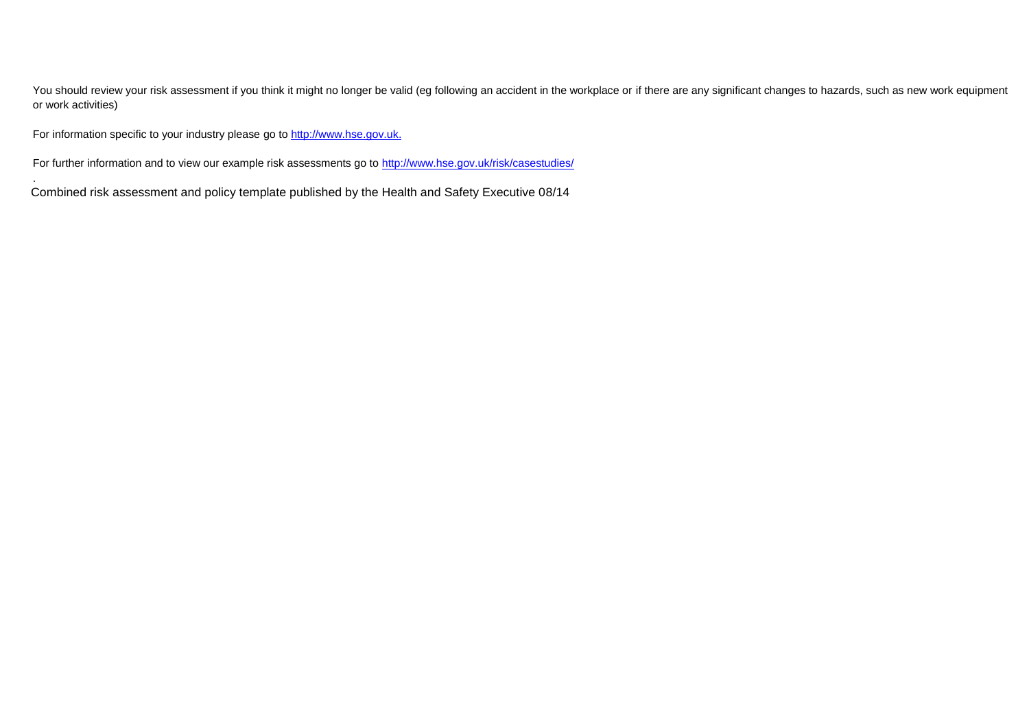You should review your risk assessment if you think it might no longer be valid (eg following an accident in the workplace or if there are any significant changes to hazards, such as new work equipment or work activities)

For information specific to your industry please go to [http://www.hse.gov.uk.](http://www.hse.gov.uk.)

For further information and to view our example risk assessments go to [http://www.hse.gov.uk/risk/casestudies/](http://www.hse.gov.uk/risk/casestudies/)

.

Combined risk assessment and policy template published by the Health and Safety Executive 08/14